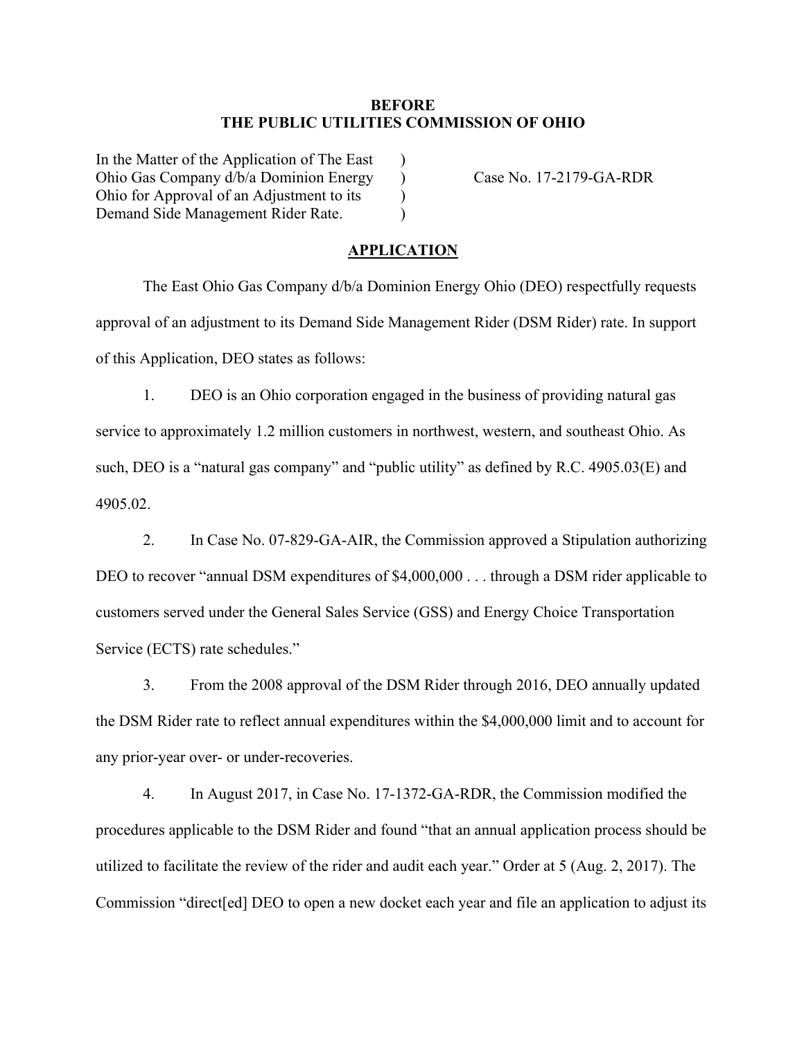**BEFORE**
**THE PUBLIC UTILITIES COMMISSION OF OHIO**

In the Matter of the Application of The East Ohio Gas Company d/b/a Dominion Energy Ohio for Approval of an Adjustment to its Demand Side Management Rider Rate. )

Case No. 17-2179-GA-RDR

## APPLICATION

The East Ohio Gas Company d/b/a Dominion Energy Ohio (DEO) respectfully requests approval of an adjustment to its Demand Side Management Rider (DSM Rider) rate. In support of this Application, DEO states as follows:

1. DEO is an Ohio corporation engaged in the business of providing natural gas service to approximately 1.2 million customers in northwest, western, and southeast Ohio. As such, DEO is a "natural gas company" and "public utility" as defined by R.C. 4905.03(E) and 4905.02.

2. In Case No. 07-829-GA-AIR, the Commission approved a Stipulation authorizing DEO to recover "annual DSM expenditures of $4,000,000 . . . through a DSM rider applicable to customers served under the General Sales Service (GSS) and Energy Choice Transportation Service (ECTS) rate schedules."

3. From the 2008 approval of the DSM Rider through 2016, DEO annually updated the DSM Rider rate to reflect annual expenditures within the $4,000,000 limit and to account for any prior-year over- or under-recoveries.

4. In August 2017, in Case No. 17-1372-GA-RDR, the Commission modified the procedures applicable to the DSM Rider and found "that an annual application process should be utilized to facilitate the review of the rider and audit each year." Order at 5 (Aug. 2, 2017). The Commission "direct[ed] DEO to open a new docket each year and file an application to adjust its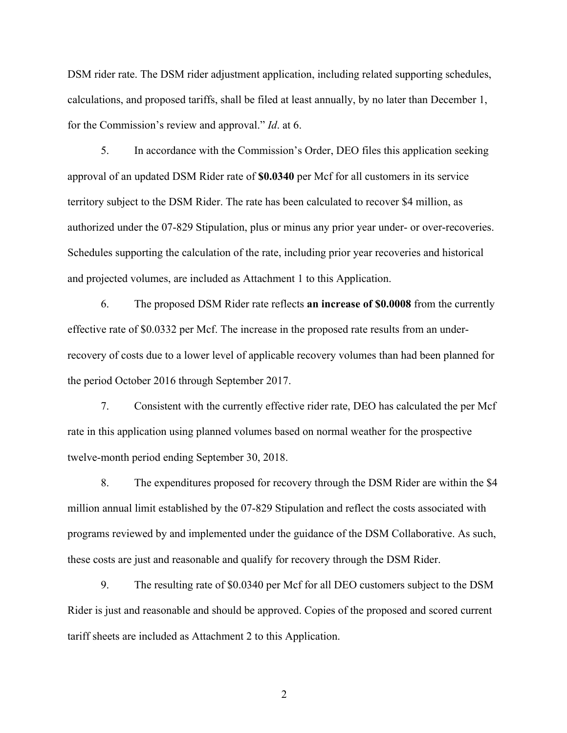DSM rider rate. The DSM rider adjustment application, including related supporting schedules, calculations, and proposed tariffs, shall be filed at least annually, by no later than December 1, for the Commission's review and approval." *Id*. at 6.

5. In accordance with the Commission's Order, DEO files this application seeking approval of an updated DSM Rider rate of **$0.0340** per Mcf for all customers in its service territory subject to the DSM Rider. The rate has been calculated to recover $4 million, as authorized under the 07-829 Stipulation, plus or minus any prior year under- or over-recoveries. Schedules supporting the calculation of the rate, including prior year recoveries and historical and projected volumes, are included as Attachment 1 to this Application.

6. The proposed DSM Rider rate reflects **an increase of $0.0008** from the currently effective rate of $0.0332 per Mcf. The increase in the proposed rate results from an under-recovery of costs due to a lower level of applicable recovery volumes than had been planned for the period October 2016 through September 2017.

7. Consistent with the currently effective rider rate, DEO has calculated the per Mcf rate in this application using planned volumes based on normal weather for the prospective twelve-month period ending September 30, 2018.

8. The expenditures proposed for recovery through the DSM Rider are within the $4 million annual limit established by the 07-829 Stipulation and reflect the costs associated with programs reviewed by and implemented under the guidance of the DSM Collaborative. As such, these costs are just and reasonable and qualify for recovery through the DSM Rider.

9. The resulting rate of $0.0340 per Mcf for all DEO customers subject to the DSM Rider is just and reasonable and should be approved. Copies of the proposed and scored current tariff sheets are included as Attachment 2 to this Application.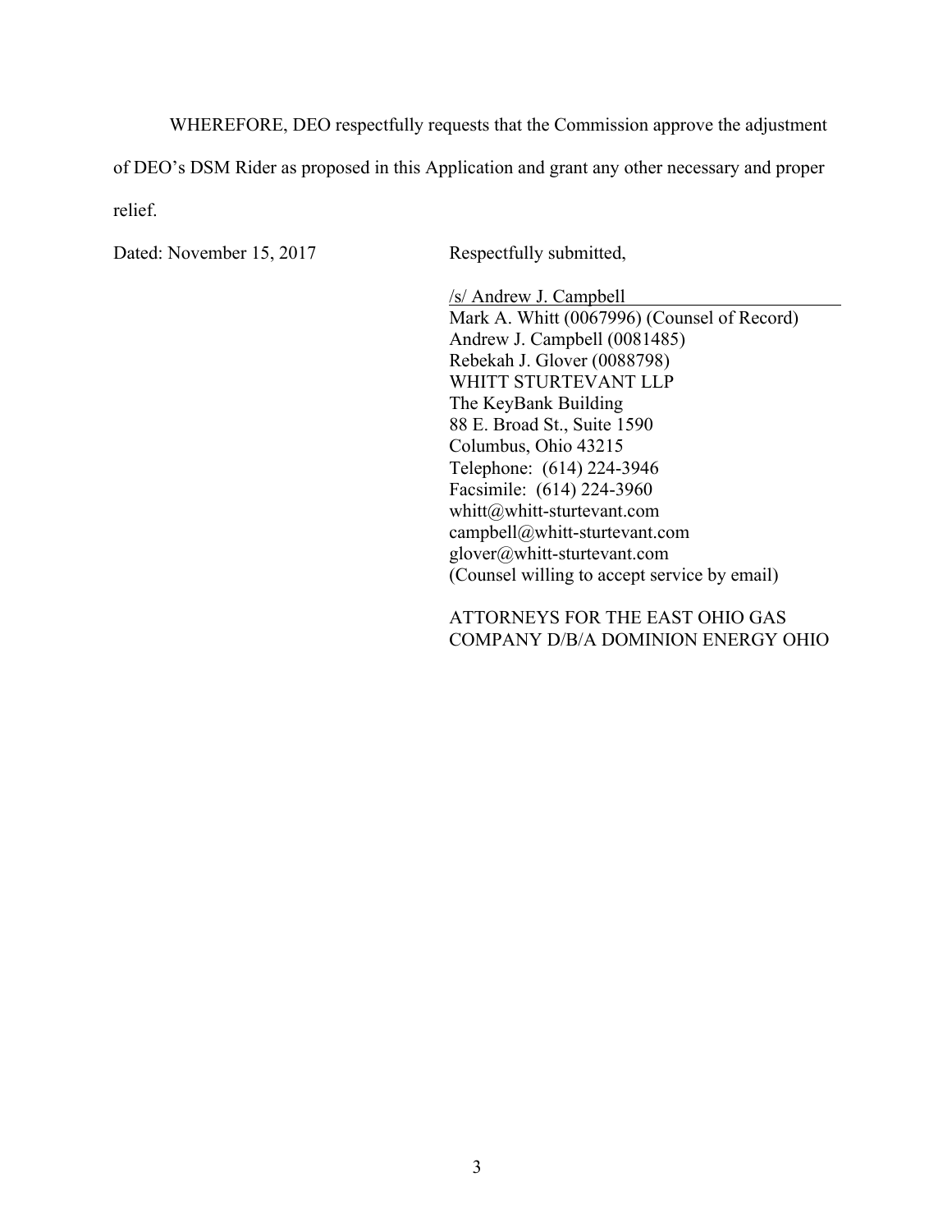WHEREFORE, DEO respectfully requests that the Commission approve the adjustment of DEO's DSM Rider as proposed in this Application and grant any other necessary and proper relief.

Dated: November 15, 2017

Respectfully submitted,

/s/ Andrew J. Campbell  
Mark A. Whitt (0067996) (Counsel of Record)  
Andrew J. Campbell (0081485)  
Rebekah J. Glover (0088798)  
WHITT STURTEVANT LLP  
The KeyBank Building  
88 E. Broad St., Suite 1590  
Columbus, Ohio 43215  
Telephone: (614) 224-3946  
Facsimile: (614) 224-3960  
whitt@whitt-sturtevant.com  
campbell@whitt-sturtevant.com  
glover@whitt-sturtevant.com  
(Counsel willing to accept service by email)

ATTORNEYS FOR THE EAST OHIO GAS COMPANY D/B/A DOMINION ENERGY OHIO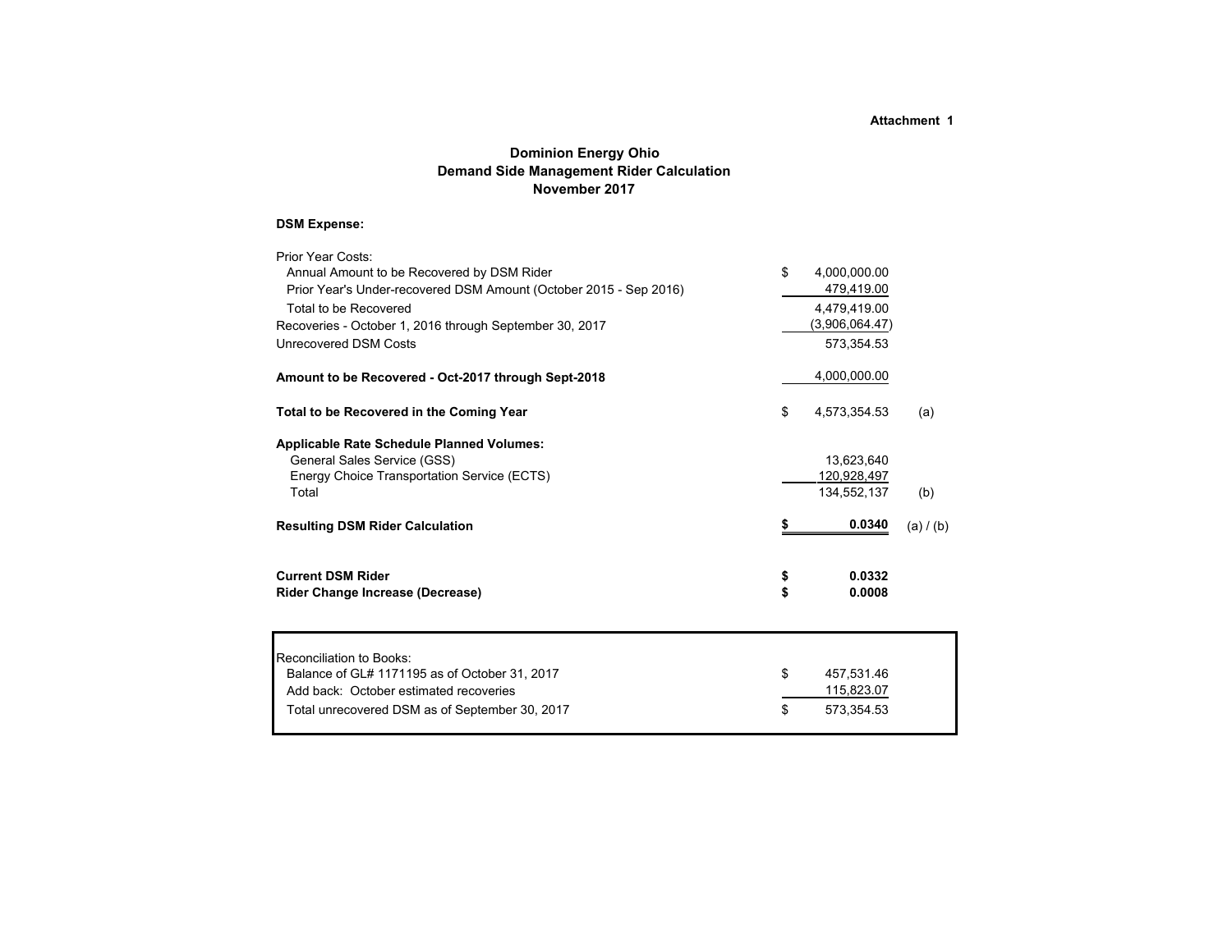**Attachment 1**

## Dominion Energy Ohio
## Demand Side Management Rider Calculation
## November 2017

**DSM Expense:**

| | | | |
|---|---|---|---|
| Prior Year Costs: | | | |
| Annual Amount to be Recovered by DSM Rider | $ | 4,000,000.00 | |
| Prior Year's Under-recovered DSM Amount (October 2015 - Sep 2016) | | 479,419.00 | |
| Total to be Recovered | | 4,479,419.00 | |
| Recoveries - October 1, 2016 through September 30, 2017 | | (3,906,064.47) | |
| Unrecovered DSM Costs | | 573,354.53 | |
| **Amount to be Recovered - Oct-2017 through Sept-2018** | | 4,000,000.00 | |
| **Total to be Recovered in the Coming Year** | $ | 4,573,354.53 | (a) |
| **Applicable Rate Schedule Planned Volumes:** | | | |
| General Sales Service (GSS) | | 13,623,640 | |
| Energy Choice Transportation Service (ECTS) | | 120,928,497 | |
| Total | | 134,552,137 | (b) |
| **Resulting DSM Rider Calculation** | **$** | **0.0340** | (a) / (b) |
| **Current DSM Rider** | **$** | **0.0332** | |
| **Rider Change Increase (Decrease)** | **$** | **0.0008** | |

| | | |
|---|---|---|
| Reconciliation to Books: | | |
| Balance of GL# 1171195 as of October 31, 2017 | $ | 457,531.46 |
| Add back: October estimated recoveries | | 115,823.07 |
| Total unrecovered DSM as of September 30, 2017 | $ | 573,354.53 |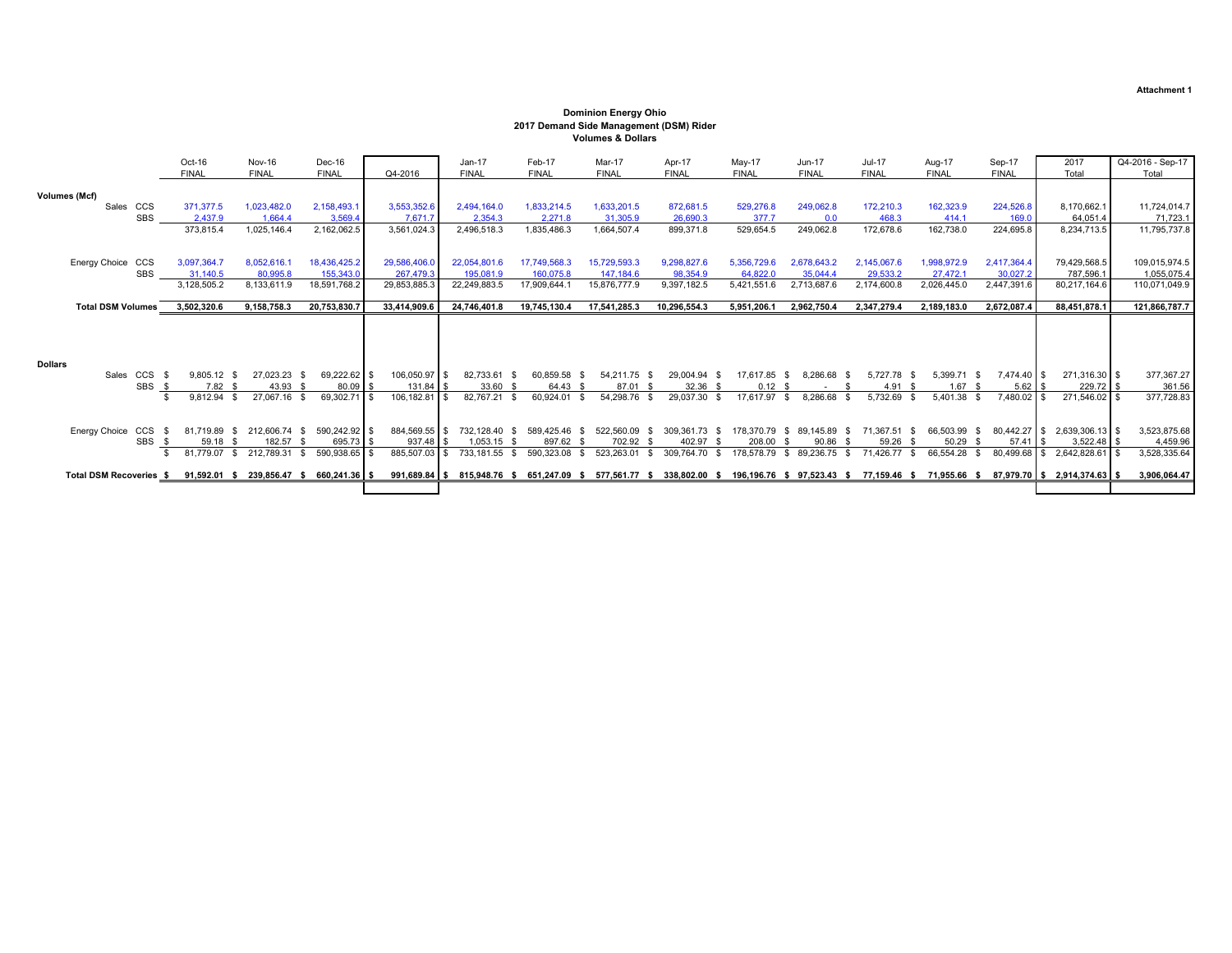Attachment 1

**Dominion Energy Ohio**
**2017 Demand Side Management (DSM) Rider**
**Volumes & Dollars**

| | | Oct-16 FINAL | Nov-16 FINAL | Dec-16 FINAL | Q4-2016 | Jan-17 FINAL | Feb-17 FINAL | Mar-17 FINAL | Apr-17 FINAL | May-17 FINAL | Jun-17 FINAL | Jul-17 FINAL | Aug-17 FINAL | Sep-17 FINAL | 2017 Total | Q4-2016 - Sep-17 Total |
|---|---|---|---|---|---|---|---|---|---|---|---|---|---|---|---|---|
| **Volumes (Mcf)** | | | | | | | | | | | | | | | | |
| Sales | CCS | 371,377.5 | 1,023,482.0 | 2,158,493.1 | 3,553,352.6 | 2,494,164.0 | 1,833,214.5 | 1,633,201.5 | 872,681.5 | 529,276.8 | 249,062.8 | 172,210.3 | 162,323.9 | 224,526.8 | 8,170,662.1 | 11,724,014.7 |
| | SBS | 2,437.9 | 1,664.4 | 3,569.4 | 7,671.7 | 2,354.3 | 2,271.8 | 31,305.9 | 26,690.3 | 377.7 | 0.0 | 468.3 | 414.1 | 169.0 | 64,051.4 | 71,723.1 |
| | | 373,815.4 | 1,025,146.4 | 2,162,062.5 | 3,561,024.3 | 2,496,518.3 | 1,835,486.3 | 1,664,507.4 | 899,371.8 | 529,654.5 | 249,062.8 | 172,678.6 | 162,738.0 | 224,695.8 | 8,234,713.5 | 11,795,737.8 |
| Energy Choice | CCS | 3,097,364.7 | 8,052,616.1 | 18,436,425.2 | 29,586,406.0 | 22,054,801.6 | 17,749,568.3 | 15,729,593.3 | 9,298,827.6 | 5,356,729.6 | 2,678,643.2 | 2,145,067.6 | 1,998,972.9 | 2,417,364.4 | 79,429,568.5 | 109,015,974.5 |
| | SBS | 31,140.5 | 80,995.8 | 155,343.0 | 267,479.3 | 195,081.9 | 160,075.8 | 147,184.6 | 98,354.9 | 64,822.0 | 35,044.4 | 29,533.2 | 27,472.1 | 30,027.2 | 787,596.1 | 1,055,075.4 |
| | | 3,128,505.2 | 8,133,611.9 | 18,591,768.2 | 29,853,885.3 | 22,249,883.5 | 17,909,644.1 | 15,876,777.9 | 9,397,182.5 | 5,421,551.6 | 2,713,687.6 | 2,174,600.8 | 2,026,445.0 | 2,447,391.6 | 80,217,164.6 | 110,071,049.9 |
| **Total DSM Volumes** | | **3,502,320.6** | **9,158,758.3** | **20,753,830.7** | **33,414,909.6** | **24,746,401.8** | **19,745,130.4** | **17,541,285.3** | **10,296,554.3** | **5,951,206.1** | **2,962,750.4** | **2,347,279.4** | **2,189,183.0** | **2,672,087.4** | **88,451,878.1** | **121,866,787.7** |
| **Dollars** | | | | | | | | | | | | | | | | |
| Sales | CCS | $ 9,805.12 | $ 27,023.23 | $ 69,222.62 | $ 106,050.97 | $ 82,733.61 | $ 60,859.58 | $ 54,211.75 | $ 29,004.94 | $ 17,617.85 | $ 8,286.68 | $ 5,727.78 | $ 5,399.71 | $ 7,474.40 | $ 271,316.30 | $ 377,367.27 |
| | SBS | $ 7.82 | $ 43.93 | $ 80.09 | $ 131.84 | $ 33.60 | $ 64.43 | $ 87.01 | $ 32.36 | $ 0.12 | $ - | $ 4.91 | $ 1.67 | $ 5.62 | $ 229.72 | $ 361.56 |
| | | $ 9,812.94 | $ 27,067.16 | $ 69,302.71 | $ 106,182.81 | $ 82,767.21 | $ 60,924.01 | $ 54,298.76 | $ 29,037.30 | $ 17,617.97 | $ 8,286.68 | $ 5,732.69 | $ 5,401.38 | $ 7,480.02 | $ 271,546.02 | $ 377,728.83 |
| Energy Choice | CCS | $ 81,719.89 | $ 212,606.74 | $ 590,242.92 | $ 884,569.55 | $ 732,128.40 | $ 589,425.46 | $ 522,560.09 | $ 309,361.73 | $ 178,370.79 | $ 89,145.89 | $ 71,367.51 | $ 66,503.99 | $ 80,442.27 | $ 2,639,306.13 | $ 3,523,875.68 |
| | SBS | $ 59.18 | $ 182.57 | $ 695.73 | $ 937.48 | $ 1,053.15 | $ 897.62 | $ 702.92 | $ 402.97 | $ 208.00 | $ 90.86 | $ 59.26 | $ 50.29 | $ 57.41 | $ 3,522.48 | $ 4,459.96 |
| | | $ 81,779.07 | $ 212,789.31 | $ 590,938.65 | $ 885,507.03 | $ 733,181.55 | $ 590,323.08 | $ 523,263.01 | $ 309,764.70 | $ 178,578.79 | $ 89,236.75 | $ 71,426.77 | $ 66,554.28 | $ 80,499.68 | $ 2,642,828.61 | $ 3,528,335.64 |
| **Total DSM Recoveries** | | **$ 91,592.01** | **$ 239,856.47** | **$ 660,241.36** | **$ 991,689.84** | **$ 815,948.76** | **$ 651,247.09** | **$ 577,561.77** | **$ 338,802.00** | **$ 196,196.76** | **$ 97,523.43** | **$ 77,159.46** | **$ 71,955.66** | **$ 87,979.70** | **$ 2,914,374.63** | **$ 3,906,064.47** |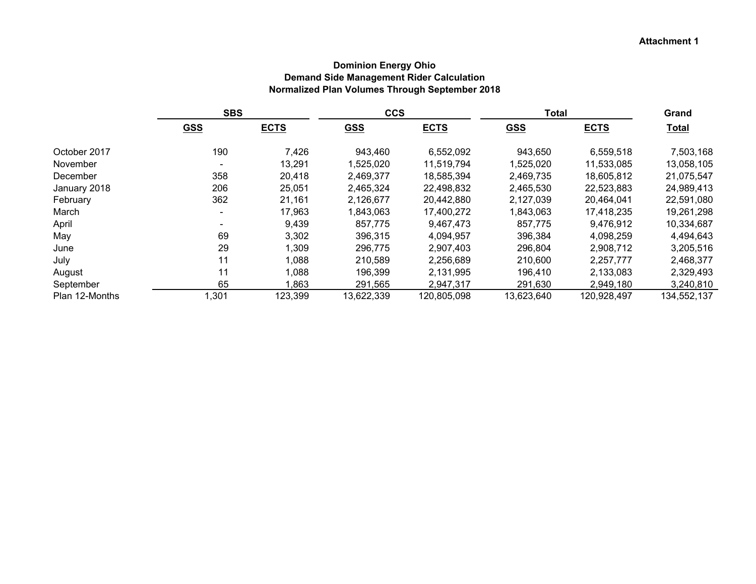**Attachment 1**

**Dominion Energy Ohio**
**Demand Side Management Rider Calculation**
**Normalized Plan Volumes Through September 2018**

| | SBS | | CCS | | Total | | Grand |
|---|---|---|---|---|---|---|---|
| | GSS | ECTS | GSS | ECTS | GSS | ECTS | Total |
| October 2017 | 190 | 7,426 | 943,460 | 6,552,092 | 943,650 | 6,559,518 | 7,503,168 |
| November | - | 13,291 | 1,525,020 | 11,519,794 | 1,525,020 | 11,533,085 | 13,058,105 |
| December | 358 | 20,418 | 2,469,377 | 18,585,394 | 2,469,735 | 18,605,812 | 21,075,547 |
| January 2018 | 206 | 25,051 | 2,465,324 | 22,498,832 | 2,465,530 | 22,523,883 | 24,989,413 |
| February | 362 | 21,161 | 2,126,677 | 20,442,880 | 2,127,039 | 20,464,041 | 22,591,080 |
| March | - | 17,963 | 1,843,063 | 17,400,272 | 1,843,063 | 17,418,235 | 19,261,298 |
| April | - | 9,439 | 857,775 | 9,467,473 | 857,775 | 9,476,912 | 10,334,687 |
| May | 69 | 3,302 | 396,315 | 4,094,957 | 396,384 | 4,098,259 | 4,494,643 |
| June | 29 | 1,309 | 296,775 | 2,907,403 | 296,804 | 2,908,712 | 3,205,516 |
| July | 11 | 1,088 | 210,589 | 2,256,689 | 210,600 | 2,257,777 | 2,468,377 |
| August | 11 | 1,088 | 196,399 | 2,131,995 | 196,410 | 2,133,083 | 2,329,493 |
| September | 65 | 1,863 | 291,565 | 2,947,317 | 291,630 | 2,949,180 | 3,240,810 |
| Plan 12-Months | 1,301 | 123,399 | 13,622,339 | 120,805,098 | 13,623,640 | 120,928,497 | 134,552,137 |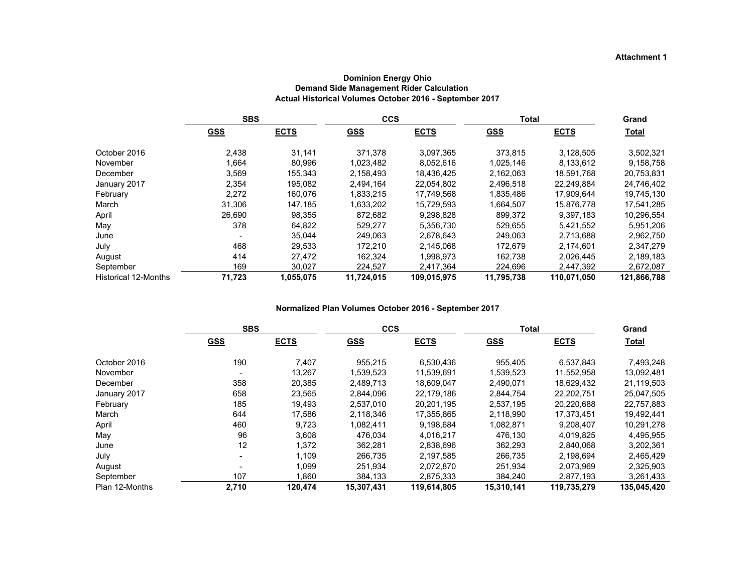**Attachment 1**

## Dominion Energy Ohio
## Demand Side Management Rider Calculation
### Actual Historical Volumes October 2016 - September 2017

| | SBS | | CCS | | Total | | Grand |
|---|---|---|---|---|---|---|---|
| | GSS | ECTS | GSS | ECTS | GSS | ECTS | Total |
| October 2016 | 2,438 | 31,141 | 371,378 | 3,097,365 | 373,815 | 3,128,505 | 3,502,321 |
| November | 1,664 | 80,996 | 1,023,482 | 8,052,616 | 1,025,146 | 8,133,612 | 9,158,758 |
| December | 3,569 | 155,343 | 2,158,493 | 18,436,425 | 2,162,063 | 18,591,768 | 20,753,831 |
| January 2017 | 2,354 | 195,082 | 2,494,164 | 22,054,802 | 2,496,518 | 22,249,884 | 24,746,402 |
| February | 2,272 | 160,076 | 1,833,215 | 17,749,568 | 1,835,486 | 17,909,644 | 19,745,130 |
| March | 31,306 | 147,185 | 1,633,202 | 15,729,593 | 1,664,507 | 15,876,778 | 17,541,285 |
| April | 26,690 | 98,355 | 872,682 | 9,298,828 | 899,372 | 9,397,183 | 10,296,554 |
| May | 378 | 64,822 | 529,277 | 5,356,730 | 529,655 | 5,421,552 | 5,951,206 |
| June | - | 35,044 | 249,063 | 2,678,643 | 249,063 | 2,713,688 | 2,962,750 |
| July | 468 | 29,533 | 172,210 | 2,145,068 | 172,679 | 2,174,601 | 2,347,279 |
| August | 414 | 27,472 | 162,324 | 1,998,973 | 162,738 | 2,026,445 | 2,189,183 |
| September | 169 | 30,027 | 224,527 | 2,417,364 | 224,696 | 2,447,392 | 2,672,087 |
| Historical 12-Months | **71,723** | **1,055,075** | **11,724,015** | **109,015,975** | **11,795,738** | **110,071,050** | **121,866,788** |

### Normalized Plan Volumes October 2016 - September 2017

| | SBS | | CCS | | Total | | Grand |
|---|---|---|---|---|---|---|---|
| | GSS | ECTS | GSS | ECTS | GSS | ECTS | Total |
| October 2016 | 190 | 7,407 | 955,215 | 6,530,436 | 955,405 | 6,537,843 | 7,493,248 |
| November | - | 13,267 | 1,539,523 | 11,539,691 | 1,539,523 | 11,552,958 | 13,092,481 |
| December | 358 | 20,385 | 2,489,713 | 18,609,047 | 2,490,071 | 18,629,432 | 21,119,503 |
| January 2017 | 658 | 23,565 | 2,844,096 | 22,179,186 | 2,844,754 | 22,202,751 | 25,047,505 |
| February | 185 | 19,493 | 2,537,010 | 20,201,195 | 2,537,195 | 20,220,688 | 22,757,883 |
| March | 644 | 17,586 | 2,118,346 | 17,355,865 | 2,118,990 | 17,373,451 | 19,492,441 |
| April | 460 | 9,723 | 1,082,411 | 9,198,684 | 1,082,871 | 9,208,407 | 10,291,278 |
| May | 96 | 3,608 | 476,034 | 4,016,217 | 476,130 | 4,019,825 | 4,495,955 |
| June | 12 | 1,372 | 362,281 | 2,838,696 | 362,293 | 2,840,068 | 3,202,361 |
| July | - | 1,109 | 266,735 | 2,197,585 | 266,735 | 2,198,694 | 2,465,429 |
| August | - | 1,099 | 251,934 | 2,072,870 | 251,934 | 2,073,969 | 2,325,903 |
| September | 107 | 1,860 | 384,133 | 2,875,333 | 384,240 | 2,877,193 | 3,261,433 |
| Plan 12-Months | **2,710** | **120,474** | **15,307,431** | **119,614,805** | **15,310,141** | **119,735,279** | **135,045,420** |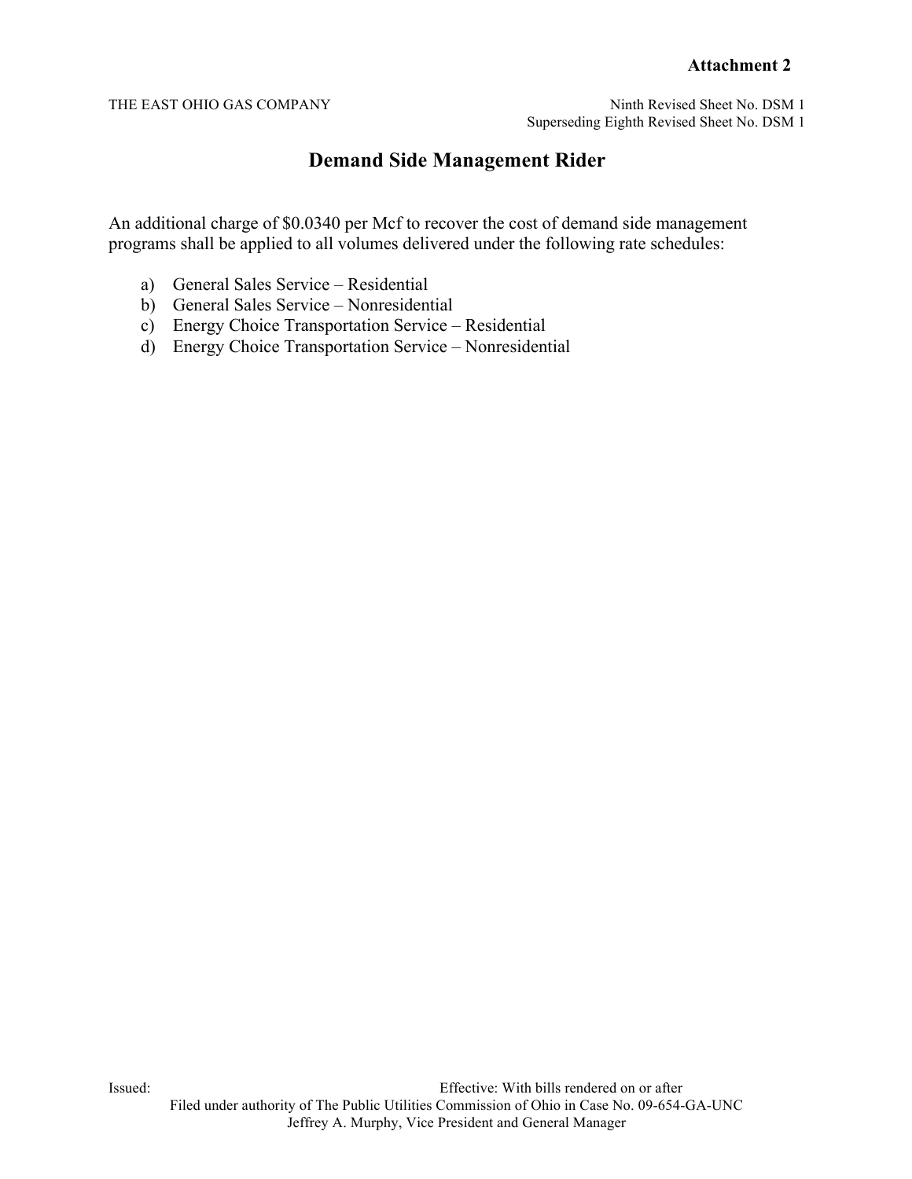**Attachment 2**

THE EAST OHIO GAS COMPANY

Ninth Revised Sheet No. DSM 1
Superseding Eighth Revised Sheet No. DSM 1

# Demand Side Management Rider

An additional charge of $0.0340 per Mcf to recover the cost of demand side management programs shall be applied to all volumes delivered under the following rate schedules:

a) General Sales Service – Residential
b) General Sales Service – Nonresidential
c) Energy Choice Transportation Service – Residential
d) Energy Choice Transportation Service – Nonresidential

Issued: Effective: With bills rendered on or after

Filed under authority of The Public Utilities Commission of Ohio in Case No. 09-654-GA-UNC

Jeffrey A. Murphy, Vice President and General Manager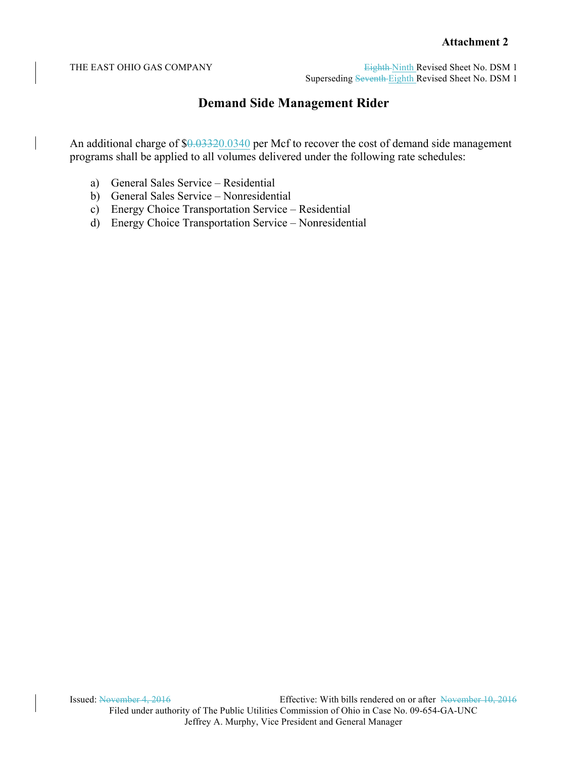**Attachment 2**

THE EAST OHIO GAS COMPANY

~~Eighth~~ Ninth Revised Sheet No. DSM 1
Superseding ~~Seventh~~ Eighth Revised Sheet No. DSM 1

## Demand Side Management Rider

An additional charge of $~~0.0332~~0.0340 per Mcf to recover the cost of demand side management programs shall be applied to all volumes delivered under the following rate schedules:

a) General Sales Service – Residential
b) General Sales Service – Nonresidential
c) Energy Choice Transportation Service – Residential
d) Energy Choice Transportation Service – Nonresidential

Issued: ~~November 4, 2016~~

Effective: With bills rendered on or after ~~November 10, 2016~~

Filed under authority of The Public Utilities Commission of Ohio in Case No. 09-654-GA-UNC
Jeffrey A. Murphy, Vice President and General Manager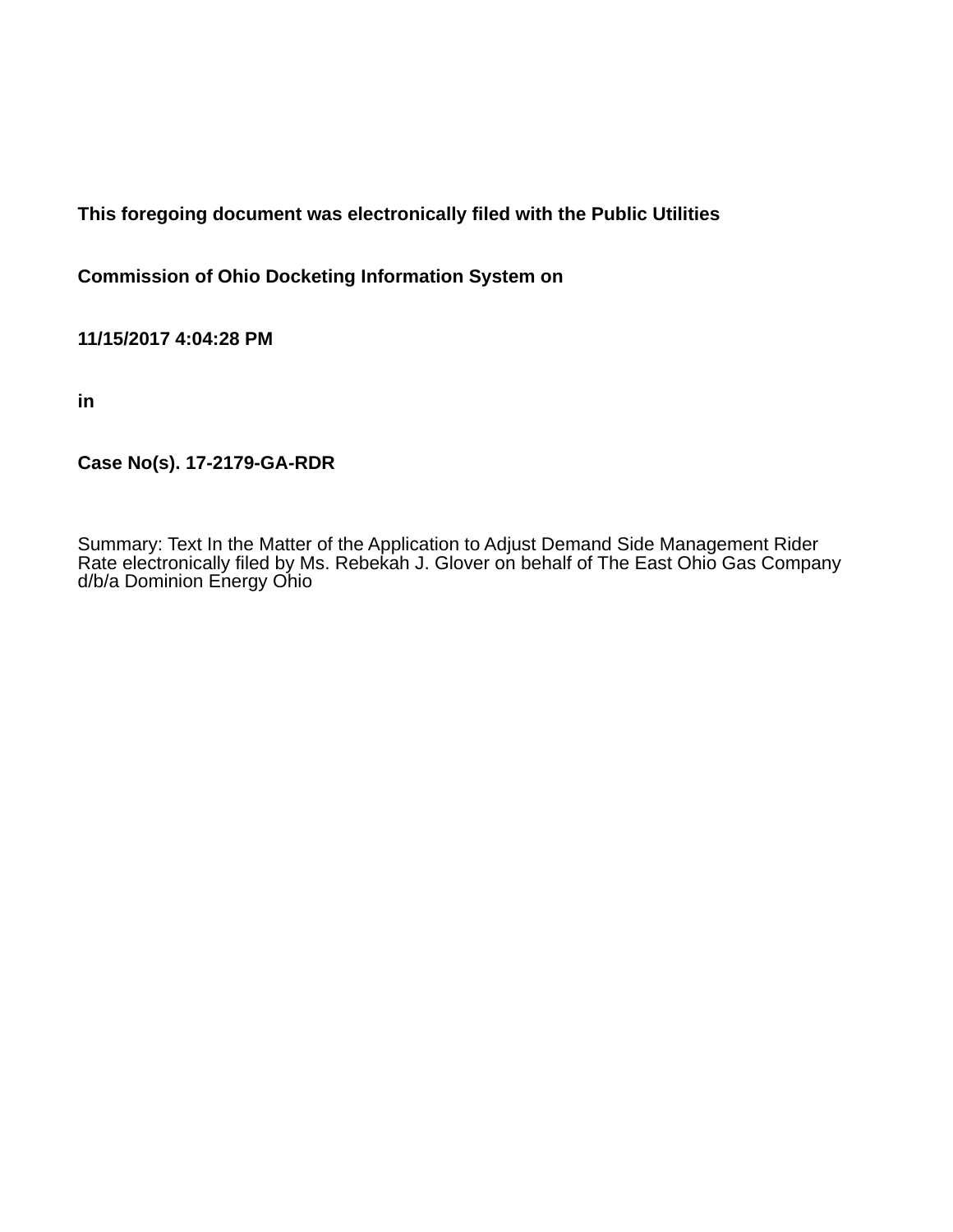**This foregoing document was electronically filed with the Public Utilities**

**Commission of Ohio Docketing Information System on**

**11/15/2017 4:04:28 PM**

**in**

**Case No(s). 17-2179-GA-RDR**

Summary: Text In the Matter of the Application to Adjust Demand Side Management Rider Rate electronically filed by Ms. Rebekah J. Glover on behalf of The East Ohio Gas Company d/b/a Dominion Energy Ohio